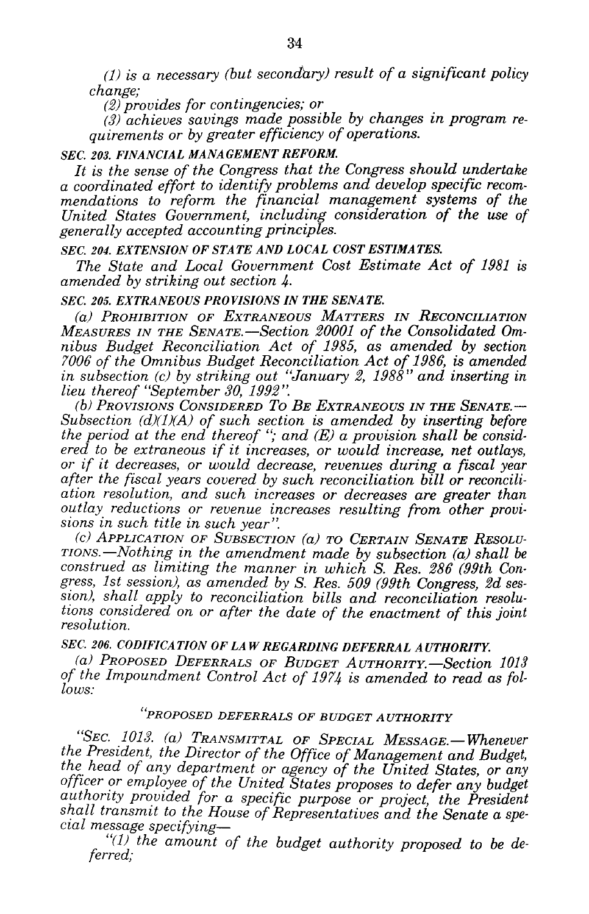*(1) is a necessary (but secondary) result of a significant policy change;*

*(2) provides for contingencies; or*

*(3) achieves savings made possible by changes in program requirements or by greater efficiency of operations.*

*SEC. 203. FINANCIAL MANAGEMENT REFORM.*

*It is the sense of the Congress that the Congress should undertake a coordinated effort to identify problems and develop specific recommendations to reform the financial management systems of the United States Government, including consideration of the use of generally accepted accounting principles.*

*SEC. 204. EXTENSION OF STATE AND LOCAL COST ESTIMATES.*

*The State and Local Government Cost Estimate Act of 1981 is amended by striking out section 4.*

*SEC. 205. EXTRANEOUS PROVISIONS IN THE SENATE.*

*(a) PROHIBITION OF EXTRANEOUS MATTERS IN RECONCILIATION MEASURES IN THE SENATE.—Section 20001 of the Consolidated Omnibus Budget Reconciliation Act of 1985, as amended by section 7006 of the Omnibus Budget Reconciliation Act of 1986, is amended in subsection (c) by striking out "January 2, 1988" and inserting in lieu thereof "September 30, 1992".*

*(b) PROVISIONS CONSIDERED TO BE EXTRANEOUS IN THE SENATE.—Subsection (d)(1)(A) of such section is amended by inserting before the period at the end thereof "; and (E) a provision shall be considered to be extraneous if it increases, or would increase, net outlays, or if it decreases, or would decrease, revenues during a fiscal year after the fiscal years covered by such reconciliation bill or reconciliation resolution, and such increases or decreases are greater than outlay reductions or revenue increases resulting from other provisions in such title in such year".*

*(c) APPLICATION OF SUBSECTION (a) TO CERTAIN SENATE RESOLUTIONS.—Nothing in the amendment made by subsection (a) shall be construed as limiting the manner in which S. Res. 286 (99th Congress, 1st session), as amended by S. Res. 509 (99th Congress, 2d session), shall apply to reconciliation bills and reconciliation resolutions considered on or after the date of the enactment of this joint resolution.*

*SEC. 206. CODIFICATION OF LAW REGARDING DEFERRAL AUTHORITY.*

*(a) PROPOSED DEFERRALS OF BUDGET AUTHORITY.—Section 1013 of the Impoundment Control Act of 1974 is amended to read as follows:*

*"PROPOSED DEFERRALS OF BUDGET AUTHORITY*

*"SEC. 1013. (a) TRANSMITTAL OF SPECIAL MESSAGE.—Whenever the President, the Director of the Office of Management and Budget, the head of any department or agency of the United States, or any officer or employee of the United States proposes to defer any budget authority provided for a specific purpose or project, the President shall transmit to the House of Representatives and the Senate a special message specifying—*

*"(1) the amount of the budget authority proposed to be deferred;*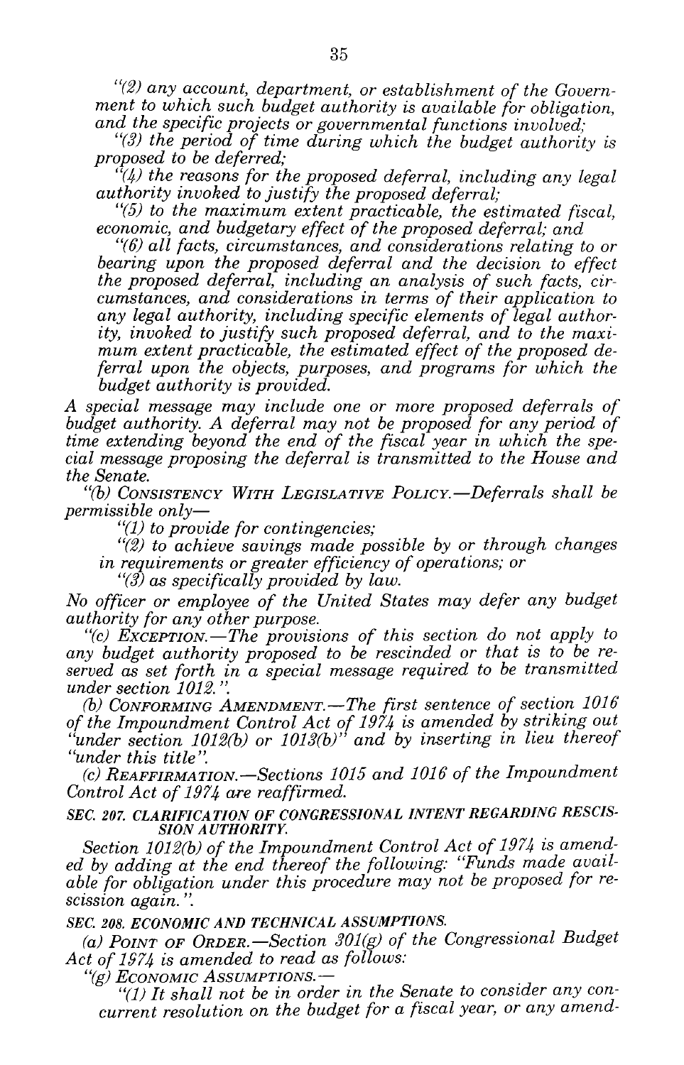*"(2) any account, department, or establishment of the Government to which such budget authority is available for obligation, and the specific projects or governmental functions involved;*

*"(3) the period of time during which the budget authority is proposed to be deferred;*

*"(4) the reasons for the proposed deferral, including any legal authority invoked to justify the proposed deferral;*

*"(5) to the maximum extent practicable, the estimated fiscal, economic, and budgetary effect of the proposed deferral; and*

*"(6) all facts, circumstances, and considerations relating to or bearing upon the proposed deferral and the decision to effect the proposed deferral, including an analysis of such facts, circumstances, and considerations in terms of their application to any legal authority, including specific elements of legal authority, invoked to justify such proposed deferral, and to the maximum extent practicable, the estimated effect of the proposed deferral upon the objects, purposes, and programs for which the budget authority is provided.*

*A special message may include one or more proposed deferrals of budget authority. A deferral may not be proposed for any period of time extending beyond the end of the fiscal year in which the special message proposing the deferral is transmitted to the House and the Senate.*

*"(b) CONSISTENCY WITH LEGISLATIVE POLICY.—Deferrals shall be permissible only—*

*"(1) to provide for contingencies;*

*"(2) to achieve savings made possible by or through changes in requirements or greater efficiency of operations; or*

*"(3) as specifically provided by law.*

*No officer or employee of the United States may defer any budget authority for any other purpose.*

*"(c) EXCEPTION.—The provisions of this section do not apply to any budget authority proposed to be rescinded or that is to be reserved as set forth in a special message required to be transmitted under section 1012.".*

*(b) CONFORMING AMENDMENT.—The first sentence of section 1016 of the Impoundment Control Act of 1974 is amended by striking out "under section 1012(b) or 1013(b)" and by inserting in lieu thereof "under this title".*

*(c) REAFFIRMATION.—Sections 1015 and 1016 of the Impoundment Control Act of 1974 are reaffirmed.*

***SEC. 207. CLARIFICATION OF CONGRESSIONAL INTENT REGARDING RESCISSION AUTHORITY.***

*Section 1012(b) of the Impoundment Control Act of 1974 is amended by adding at the end thereof the following: "Funds made available for obligation under this procedure may not be proposed for rescission again.".*

***SEC. 208. ECONOMIC AND TECHNICAL ASSUMPTIONS.***

*(a) POINT OF ORDER.—Section 301(g) of the Congressional Budget Act of 1974 is amended to read as follows:*

*"(g) ECONOMIC ASSUMPTIONS.—*

*"(1) It shall not be in order in the Senate to consider any concurrent resolution on the budget for a fiscal year, or any amend-*